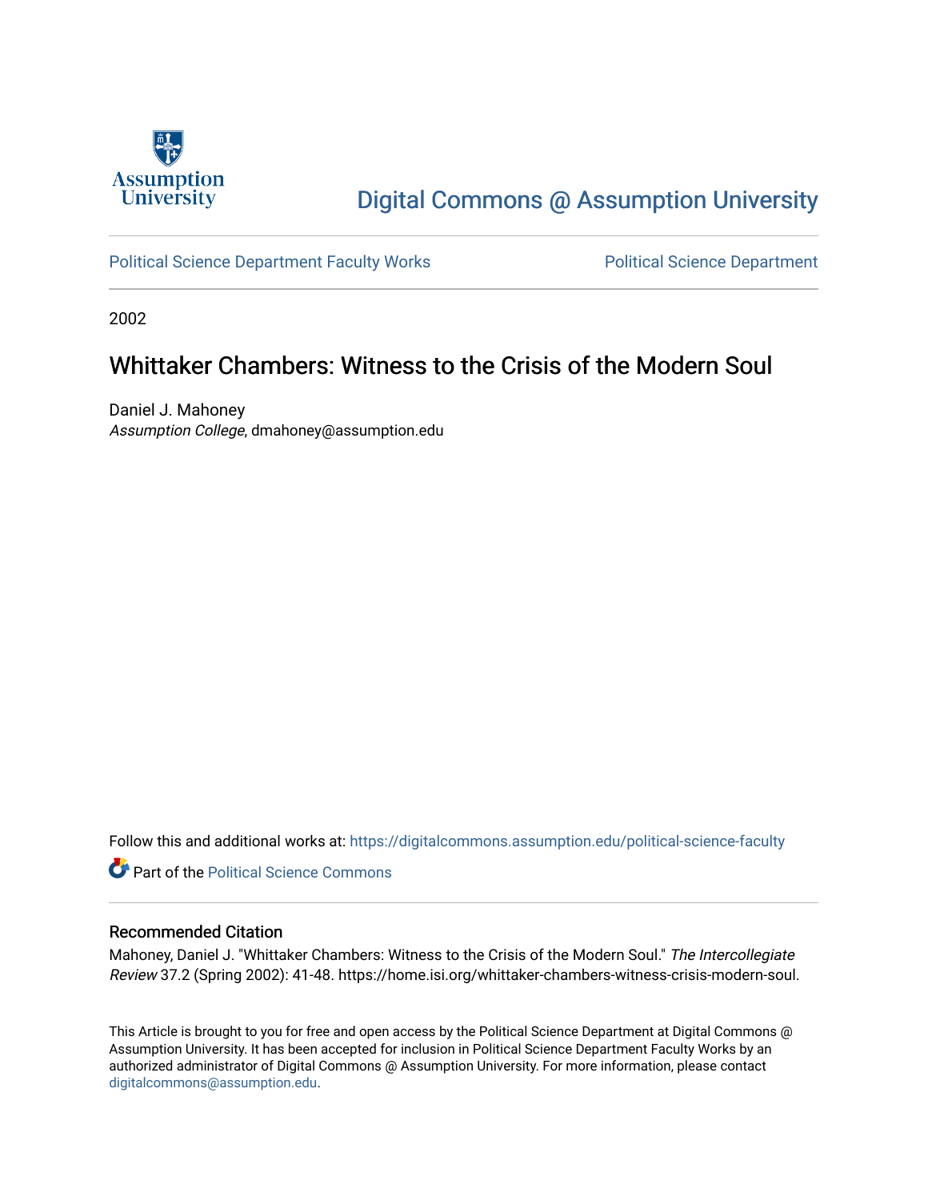Assumption University

# Digital Commons @ Assumption University

Political Science Department Faculty Works

Political Science Department

2002

## Whittaker Chambers: Witness to the Crisis of the Modern Soul

Daniel J. Mahoney
*Assumption College*, dmahoney@assumption.edu

Follow this and additional works at: https://digitalcommons.assumption.edu/political-science-faculty

Part of the Political Science Commons

### Recommended Citation

Mahoney, Daniel J. "Whittaker Chambers: Witness to the Crisis of the Modern Soul." *The Intercollegiate Review* 37.2 (Spring 2002): 41-48. https://home.isi.org/whittaker-chambers-witness-crisis-modern-soul.

This Article is brought to you for free and open access by the Political Science Department at Digital Commons @ Assumption University. It has been accepted for inclusion in Political Science Department Faculty Works by an authorized administrator of Digital Commons @ Assumption University. For more information, please contact digitalcommons@assumption.edu.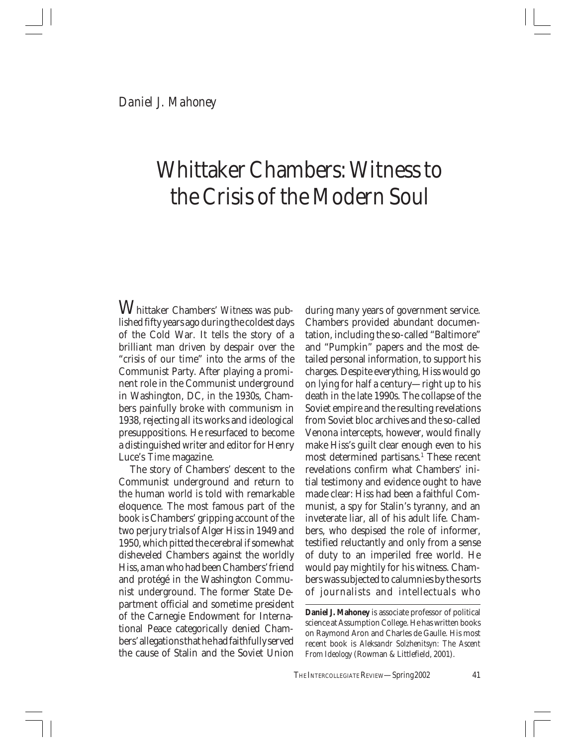Daniel J. Mahoney

# Whittaker Chambers: Witness to the Crisis of the Modern Soul

Whittaker Chambers' *Witness* was published fifty years ago during the coldest days of the Cold War. It tells the story of a brilliant man driven by despair over the "crisis of our time" into the arms of the Communist Party. After playing a prominent role in the Communist underground in Washington, DC, in the 1930s, Chambers painfully broke with communism in 1938, rejecting all its works and ideological presuppositions. He resurfaced to become a distinguished writer and editor for Henry Luce's *Time* magazine.

The story of Chambers' descent to the Communist underground and return to the human world is told with remarkable eloquence. The most famous part of the book is Chambers' gripping account of the two perjury trials of Alger Hiss in 1949 and 1950, which pitted the cerebral if somewhat disheveled Chambers against the worldly Hiss, a man who had been Chambers' friend and protégé in the Washington Communist underground. The former State Department official and sometime president of the Carnegie Endowment for International Peace categorically denied Chambers' allegations that he had faithfully served the cause of Stalin and the Soviet Union during many years of government service. Chambers provided abundant documentation, including the so-called "Baltimore" and "Pumpkin" papers and the most detailed personal information, to support his charges. Despite everything, Hiss would go on lying for half a century—right up to his death in the late 1990s. The collapse of the Soviet empire and the resulting revelations from Soviet bloc archives and the so-called Venona intercepts, however, would finally make Hiss's guilt clear enough even to his most determined partisans.[1] These recent revelations confirm what Chambers' initial testimony and evidence ought to have made clear: Hiss had been a faithful Communist, a spy for Stalin's tyranny, and an inveterate liar, all of his adult life. Chambers, who despised the role of informer, testified reluctantly and only from a sense of duty to an imperiled free world. He would pay mightily for his witness. Chambers was subjected to calumnies by the sorts of journalists and intellectuals who

---

**Daniel J. Mahoney** is associate professor of political science at Assumption College. He has written books on Raymond Aron and Charles de Gaulle. His most recent book is *Aleksandr Solzhenitsyn: The Ascent From Ideology* (Rowman & Littlefield, 2001).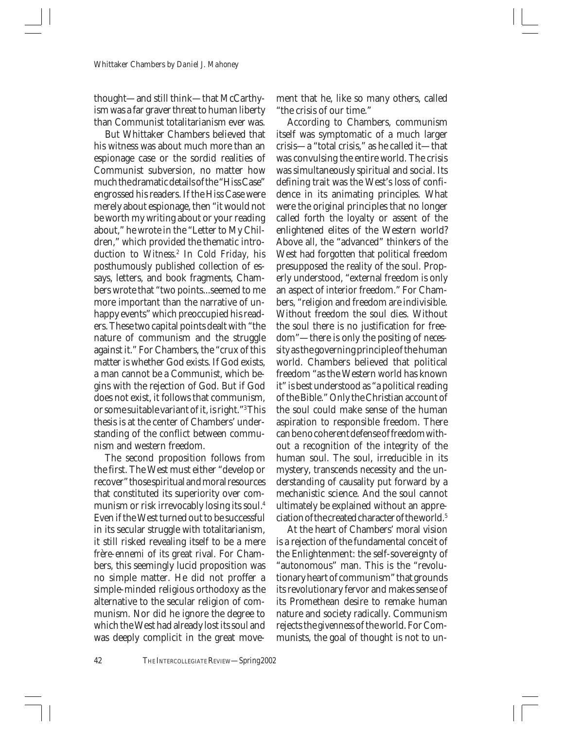thought—and still think—that McCarthyism was a far graver threat to human liberty than Communist totalitarianism ever was.

But Whittaker Chambers believed that his witness was about much more than an espionage case or the sordid realities of Communist subversion, no matter how much the dramatic details of the "Hiss Case" engrossed his readers. If the Hiss Case were merely about espionage, then "it would not be worth my writing about or your reading about," he wrote in the "Letter to My Children," which provided the thematic introduction to *Witness*.[2] In *Cold Friday*, his posthumously published collection of essays, letters, and book fragments, Chambers wrote that "two points...seemed to me more important than the narrative of unhappy events" which preoccupied his readers. These two capital points dealt with "the nature of communism and the struggle against it." For Chambers, the "crux of this matter is whether God exists. If God exists, a man cannot be a Communist, which begins with the rejection of God. But if God does not exist, it follows that communism, or some suitable variant of it, is right."[3] This thesis is at the center of Chambers' understanding of the conflict between communism and western freedom.

The second proposition follows from the first. The West must either "develop or recover" those spiritual and moral resources that constituted its superiority over communism or risk irrevocably losing its soul.[4] Even if the West turned out to be successful in its secular struggle with totalitarianism, it still risked revealing itself to be a mere *frère-ennemi* of its great rival. For Chambers, this seemingly lucid proposition was no simple matter. He did not proffer a simple-minded religious orthodoxy as the alternative to the secular religion of communism. Nor did he ignore the degree to which the West had already lost its soul and was deeply complicit in the great movement that he, like so many others, called "the crisis of our time."

According to Chambers, communism itself was symptomatic of a much larger crisis—a "total crisis," as he called it—that was convulsing the entire world. The crisis was simultaneously spiritual and social. Its defining trait was the West's loss of confidence in its animating principles. What were the original principles that no longer called forth the loyalty or assent of the enlightened elites of the Western world? Above all, the "advanced" thinkers of the West had forgotten that political freedom presupposed the reality of the soul. Properly understood, "external freedom is only an aspect of interior freedom." For Chambers, "religion and freedom are indivisible. Without freedom the soul dies. Without the soul there is no justification for freedom"—there is only the positing of *necessity* as the governing principle of the human world. Chambers believed that political freedom "as the Western world has known it" is best understood as "a political reading of the Bible." Only the Christian account of the soul could make sense of the human aspiration to responsible freedom. There can be no coherent defense of freedom without a recognition of the integrity of the human soul. The soul, irreducible in its mystery, transcends necessity and the understanding of causality put forward by a mechanistic science. And the soul cannot ultimately be explained without an appreciation of the created character of the world.[5]

At the heart of Chambers' moral vision is a rejection of the fundamental conceit of the Enlightenment: the self-sovereignty of "autonomous" man. This is the "revolutionary heart of communism" that grounds its revolutionary fervor and makes sense of its Promethean desire to remake human nature and society radically. Communism rejects the *givenness* of the world. For Communists, the goal of thought is not to un-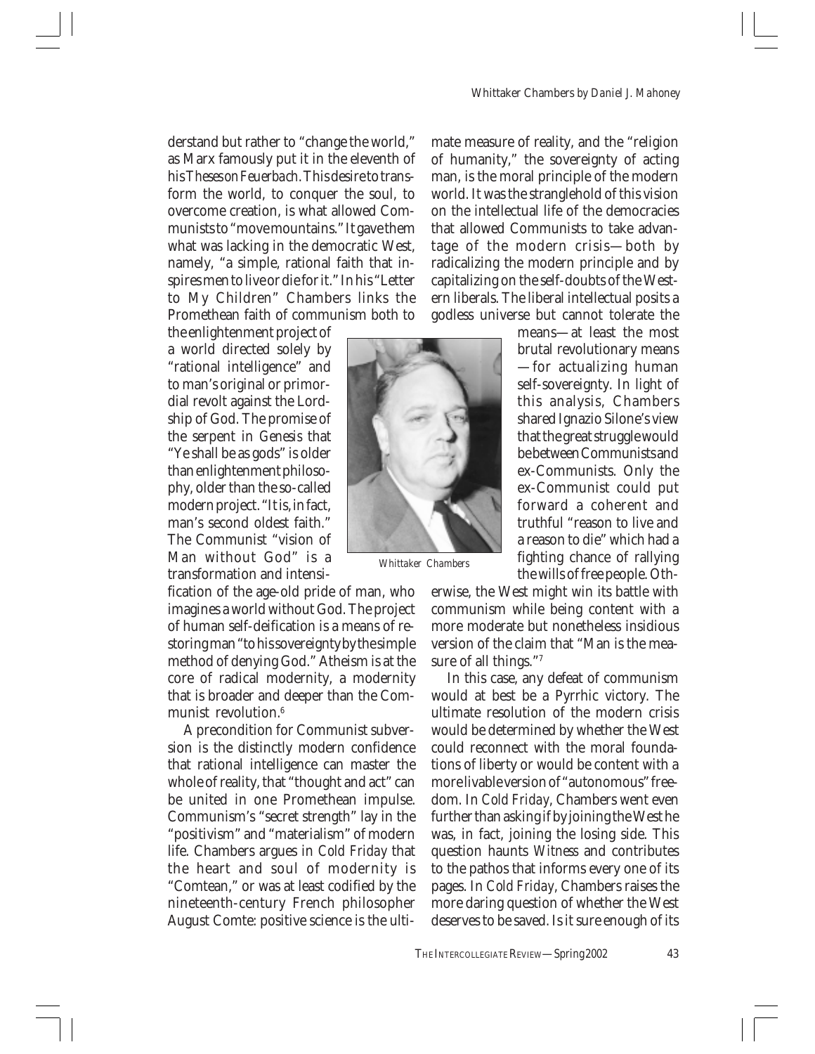derstand but rather to "change the world," as Marx famously put it in the eleventh of his *Theses on Feuerbach*. This desire to transform the world, to conquer the soul, to overcome creation, is what allowed Communists to "move mountains." It gave them what was lacking in the democratic West, namely, "a simple, rational faith that inspires men to live or die for it." In his "Letter to My Children" Chambers links the Promethean faith of communism both to the enlightenment project of a world directed solely by "rational intelligence" and to man's original or primordial revolt against the Lordship of God. The promise of the serpent in *Genesis* that "Ye shall be as gods" is older than enlightenment philosophy, older than the so-called modern project. "It is, in fact, man's second oldest faith." The Communist "vision of Man without God" is a transformation and intensification of the age-old pride of man, who imagines a world without God. The project of human self-deification is a means of restoring man "to his sovereignty by the simple method of denying God." Atheism is at the core of radical modernity, a modernity that is broader and deeper than the Communist revolution.[6]

*Whittaker Chambers*

A precondition for Communist subversion is the distinctly modern confidence that rational intelligence can master the whole of reality, that "thought and act" can be united in one Promethean impulse. Communism's "secret strength" lay in the "positivism" and "materialism" of modern life. Chambers argues in *Cold Friday* that the heart and soul of modernity is "Comtean," or was at least codified by the nineteenth-century French philosopher August Comte: positive science is the ultimate measure of reality, and the "religion of humanity," the sovereignty of acting man, is the moral principle of the modern world. It was the stranglehold of this vision on the intellectual life of the democracies that allowed Communists to take advantage of the modern crisis—both by radicalizing the modern principle and by capitalizing on the self-doubts of the Western liberals. The liberal intellectual posits a godless universe but cannot tolerate the means—at least the most brutal revolutionary means—for actualizing human self-sovereignty. In light of this analysis, Chambers shared Ignazio Silone's view that the great struggle would be between Communists and ex-Communists. Only the ex-Communist could put forward a coherent and truthful "reason to live and a reason to die" which had a fighting chance of rallying the wills of free people. Otherwise, the West might win its battle with communism while being content with a more moderate but nonetheless insidious version of the claim that "Man is the measure of all things."[7]

In this case, any defeat of communism would at best be a Pyrrhic victory. The ultimate resolution of the modern crisis would be determined by whether the West could reconnect with the moral foundations of liberty or would be content with a more livable version of "autonomous" freedom. In *Cold Friday*, Chambers went even further than asking if by joining the West he was, in fact, joining the losing side. This question haunts *Witness* and contributes to the pathos that informs every one of its pages. In *Cold Friday*, Chambers raises the more daring question of whether the West deserves to be saved. Is it sure enough of its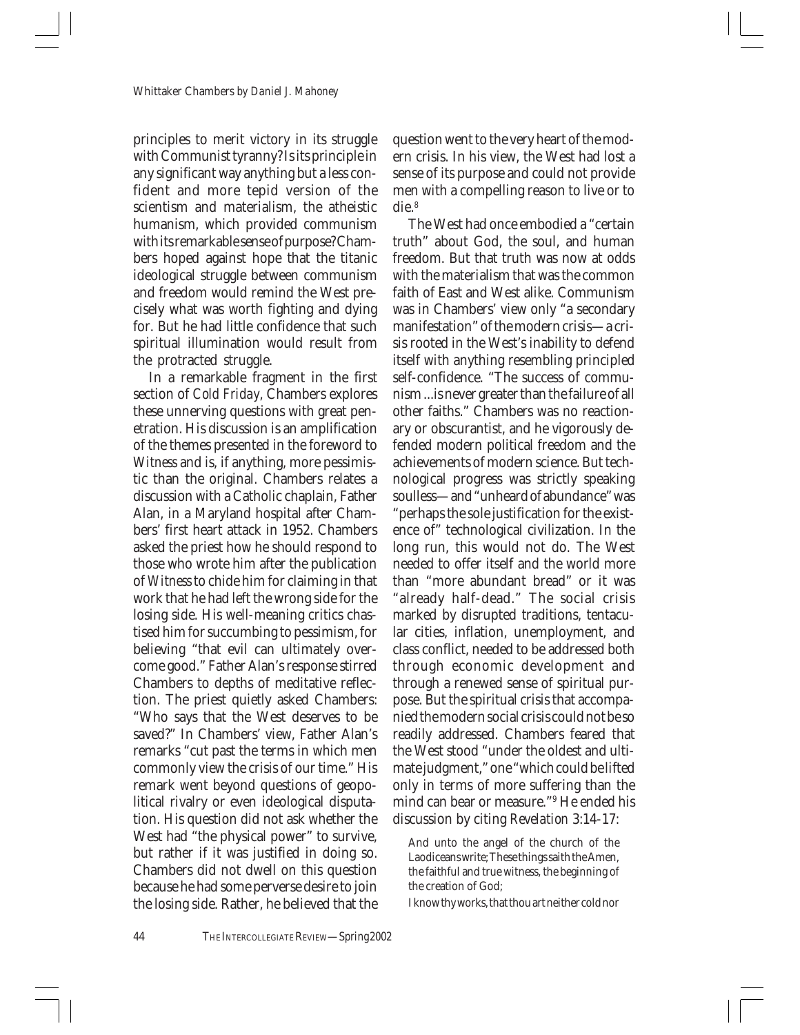principles to merit victory in its struggle with Communist tyranny? Is its principle in any significant way anything but a less confident and more tepid version of the scientism and materialism, the atheistic humanism, which provided communism with its remarkable sense of purpose? Chambers hoped against hope that the titanic ideological struggle between communism and freedom would remind the West precisely what was worth fighting and dying for. But he had little confidence that such spiritual illumination would result from the protracted struggle.

In a remarkable fragment in the first section of *Cold Friday*, Chambers explores these unnerving questions with great penetration. His discussion is an amplification of the themes presented in the foreword to *Witness* and is, if anything, more pessimistic than the original. Chambers relates a discussion with a Catholic chaplain, Father Alan, in a Maryland hospital after Chambers' first heart attack in 1952. Chambers asked the priest how he should respond to those who wrote him after the publication of *Witness* to chide him for claiming in that work that he had left the wrong side for the losing side. His well-meaning critics chastised him for succumbing to pessimism, for believing "that evil can ultimately overcome good." Father Alan's response stirred Chambers to depths of meditative reflection. The priest quietly asked Chambers: "Who says that the West deserves to be saved?" In Chambers' view, Father Alan's remarks "cut past the terms in which men commonly view the crisis of our time." His remark went beyond questions of geopolitical rivalry or even ideological disputation. His question did not ask whether the West had "the physical power" to survive, but rather if it was justified in doing so. Chambers did not dwell on this question because he had some perverse desire to join the losing side. Rather, he believed that the question went to the very heart of the modern crisis. In his view, the West had lost a sense of its purpose and could not provide men with a compelling reason to live or to die.[8]

The West had once embodied a "certain truth" about God, the soul, and human freedom. But that truth was now at odds with the materialism that was the common faith of East and West alike. Communism was in Chambers' view only "a secondary manifestation" of the modern crisis—a crisis rooted in the West's inability to defend itself with anything resembling principled self-confidence. "The success of communism ...is never greater than the failure of all other faiths." Chambers was no reactionary or obscurantist, and he vigorously defended modern political freedom and the achievements of modern science. But technological progress was strictly speaking soulless—and "unheard of abundance" was "perhaps the sole justification for the existence of" technological civilization. In the long run, this would not do. The West needed to offer itself and the world more than "more abundant bread" or it was "already half-dead." The social crisis marked by disrupted traditions, tentacular cities, inflation, unemployment, and class conflict, needed to be addressed both through economic development and through a renewed sense of spiritual purpose. But the spiritual crisis that accompanied the modern social crisis could not be so readily addressed. Chambers feared that the West stood "under the oldest and ultimate judgment," one "which could be lifted only in terms of more suffering than the mind can bear or measure."[9] He ended his discussion by citing *Revelation* 3:14-17:

> And unto the angel of the church of the Laodiceans write; These things saith the Amen, the faithful and true witness, the beginning of the creation of God;
>
> I know thy works, that thou art neither cold nor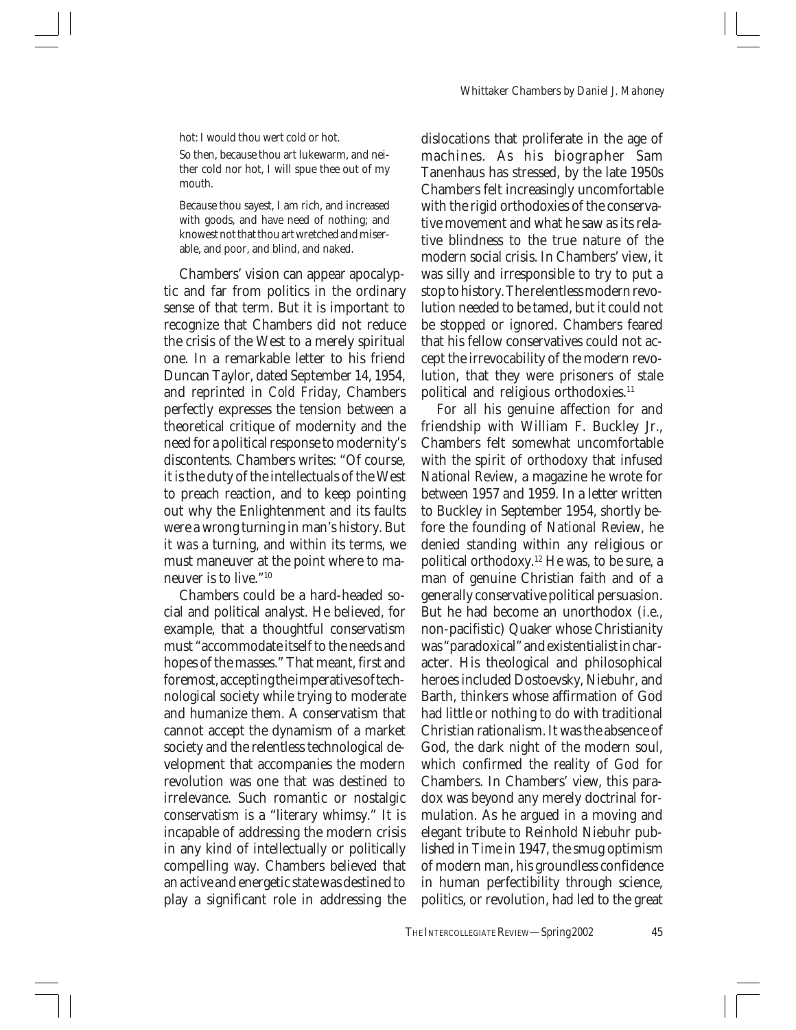hot: I would thou wert cold or hot.

> So then, because thou art lukewarm, and neither cold nor hot, I will spue thee out of my mouth.
>
> Because thou sayest, I am rich, and increased with goods, and have need of nothing; and knowest not that thou art wretched and miserable, and poor, and blind, and naked.

Chambers' vision can appear apocalyptic and far from politics in the ordinary sense of that term. But it is important to recognize that Chambers did not reduce the crisis of the West to a merely spiritual one. In a remarkable letter to his friend Duncan Taylor, dated September 14, 1954, and reprinted in *Cold Friday*, Chambers perfectly expresses the tension between a theoretical critique of modernity and the need for a political response to modernity's discontents. Chambers writes: "Of course, it is the duty of the intellectuals of the West to preach reaction, and to keep pointing out why the Enlightenment and its faults were a wrong turning in man's history. But it *was* a turning, and within its terms, we must maneuver at the point where to maneuver is to live."[10]

Chambers could be a hard-headed social and political analyst. He believed, for example, that a thoughtful conservatism must "accommodate itself to the needs and hopes of the masses." That meant, first and foremost, accepting the imperatives of technological society while trying to moderate and humanize them. A conservatism that cannot accept the dynamism of a market society and the relentless technological development that accompanies the modern revolution was one that was destined to irrelevance. Such romantic or nostalgic conservatism is a "literary whimsy." It is incapable of addressing the modern crisis in any kind of intellectually or politically compelling way. Chambers believed that an active and energetic state was destined to play a significant role in addressing the dislocations that proliferate in the age of machines. As his biographer Sam Tanenhaus has stressed, by the late 1950s Chambers felt increasingly uncomfortable with the rigid orthodoxies of the conservative movement and what he saw as its relative blindness to the true nature of the modern social crisis. In Chambers' view, it was silly and irresponsible to try to put a stop to history. The relentless modern revolution needed to be tamed, but it could not be stopped or ignored. Chambers feared that his fellow conservatives could not accept the irrevocability of the modern revolution, that they were prisoners of stale political and religious orthodoxies.[11]

For all his genuine affection for and friendship with William F. Buckley Jr., Chambers felt somewhat uncomfortable with the spirit of orthodoxy that infused *National Review*, a magazine he wrote for between 1957 and 1959. In a letter written to Buckley in September 1954, shortly before the founding of *National Review*, he denied standing within any religious or political orthodoxy.[12] He was, to be sure, a man of genuine Christian faith and of a generally conservative political persuasion. But he had become an unorthodox (i.e., non-pacifistic) Quaker whose Christianity was "paradoxical" and existentialist in character. His theological and philosophical heroes included Dostoevsky, Niebuhr, and Barth, thinkers whose affirmation of God had little or nothing to do with traditional Christian rationalism. It was the absence of God, the dark night of the modern soul, which confirmed the reality of God for Chambers. In Chambers' view, this paradox was beyond any merely doctrinal formulation. As he argued in a moving and elegant tribute to Reinhold Niebuhr published in *Time* in 1947, the smug optimism of modern man, his groundless confidence in human perfectibility through science, politics, or revolution, had led to the great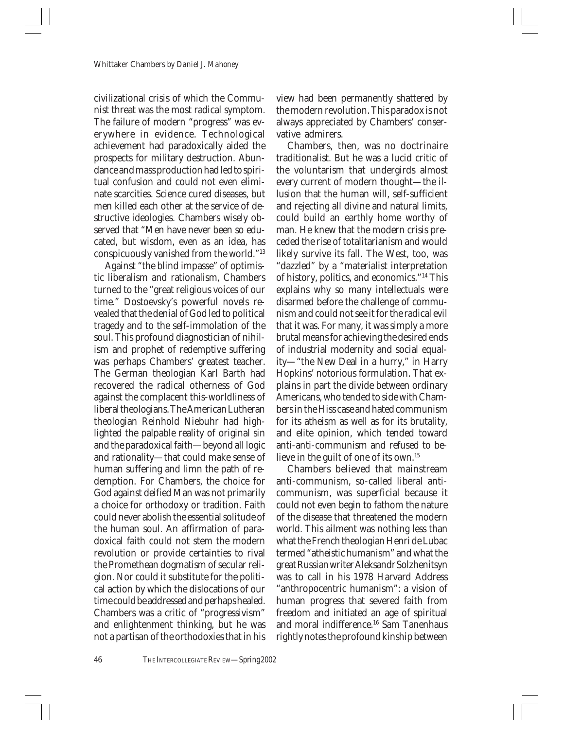civilizational crisis of which the Communist threat was the most radical symptom. The failure of modern "progress" was everywhere in evidence. Technological achievement had paradoxically aided the prospects for military destruction. Abundance and mass production had led to spiritual confusion and could not even eliminate scarcities. Science cured diseases, but men killed each other at the service of destructive ideologies. Chambers wisely observed that "Men have never been so educated, but wisdom, even as an idea, has conspicuously vanished from the world."[13]

Against "the blind impasse" of optimistic liberalism and rationalism, Chambers turned to the "great religious voices of our time." Dostoevsky's powerful novels revealed that the denial of God led to political tragedy and to the self-immolation of the soul. This profound diagnostician of nihilism and prophet of redemptive suffering was perhaps Chambers' greatest teacher. The German theologian Karl Barth had recovered the radical otherness of God against the complacent this-worldliness of liberal theologians. The American Lutheran theologian Reinhold Niebuhr had highlighted the palpable reality of original sin and the paradoxical faith—beyond all logic and rationality—that could make sense of human suffering and limn the path of redemption. For Chambers, the choice for God against deified Man was not primarily a choice for orthodoxy or tradition. Faith could never abolish the essential solitude of the human soul. An affirmation of paradoxical faith could not stem the modern revolution or provide certainties to rival the Promethean dogmatism of secular religion. Nor could it substitute for the political action by which the dislocations of our time could be addressed and perhaps healed. Chambers was a critic of "progressivism" and enlightenment thinking, but he was not a partisan of the orthodoxies that in his view had been permanently shattered by the modern revolution. This paradox is not always appreciated by Chambers' conservative admirers.

Chambers, then, was no doctrinaire traditionalist. But he was a lucid critic of the voluntarism that undergirds almost every current of modern thought—the illusion that the human will, self-sufficient and rejecting all divine and natural limits, could build an earthly home worthy of man. He knew that the modern crisis preceded the rise of totalitarianism and would likely survive its fall. The West, too, was "dazzled" by a "materialist interpretation of history, politics, and economics."[14] This explains why so many intellectuals were disarmed before the challenge of communism and could not see it for the radical evil that it was. For many, it was simply a more brutal means for achieving the desired ends of industrial modernity and social equality—"the New Deal in a hurry," in Harry Hopkins' notorious formulation. That explains in part the divide between ordinary Americans, who tended to side with Chambers in the Hiss case and hated communism for its atheism as well as for its brutality, and elite opinion, which tended toward anti-anti-communism and refused to believe in the guilt of one of its own.[15]

Chambers believed that mainstream anti-communism, so-called liberal anti-communism, was superficial because it could not even begin to fathom the nature of the disease that threatened the modern world. This ailment was nothing less than what the French theologian Henri de Lubac termed "atheistic humanism" and what the great Russian writer Aleksandr Solzhenitsyn was to call in his 1978 Harvard Address "anthropocentric humanism": a vision of human progress that severed faith from freedom and initiated an age of spiritual and moral indifference.[16] Sam Tanenhaus rightly notes the profound kinship between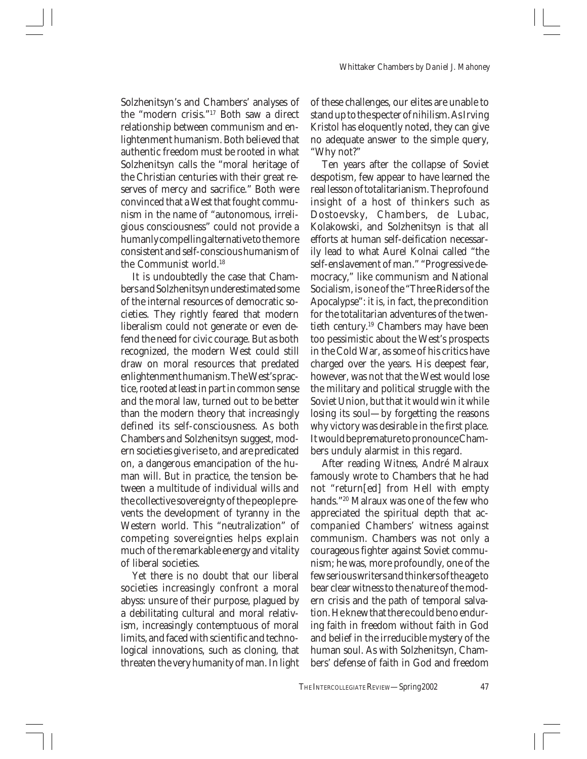Solzhenitsyn's and Chambers' analyses of the "modern crisis."[17] Both saw a direct relationship between communism and enlightenment humanism. Both believed that authentic freedom must be rooted in what Solzhenitsyn calls the "moral heritage of the Christian centuries with their great reserves of mercy and sacrifice." Both were convinced that a West that fought communism in the name of "autonomous, irreligious consciousness" could not provide a humanly compelling alternative to the more consistent and self-conscious humanism of the Communist world.[18]

It is undoubtedly the case that Chambers and Solzhenitsyn underestimated some of the internal resources of democratic societies. They rightly feared that modern liberalism could not generate or even defend the need for civic courage. But as both recognized, the modern West could still draw on moral resources that predated enlightenment humanism. The West's practice, rooted at least in part in common sense and the moral law, turned out to be better than the modern theory that increasingly defined its self-consciousness. As both Chambers and Solzhenitsyn suggest, modern societies give rise to, and are predicated on, a dangerous emancipation of the human will. But in practice, the tension between a multitude of individual wills and the collective sovereignty of the people prevents the development of tyranny in the Western world. This "neutralization" of competing sovereignties helps explain much of the remarkable energy and vitality of liberal societies.

Yet there is no doubt that our liberal societies increasingly confront a moral abyss: unsure of their purpose, plagued by a debilitating cultural and moral relativism, increasingly contemptuous of moral limits, and faced with scientific and technological innovations, such as cloning, that threaten the very humanity of man. In light of these challenges, our elites are unable to stand up to the specter of nihilism. As Irving Kristol has eloquently noted, they can give no adequate answer to the simple query, "Why not?"

Ten years after the collapse of Soviet despotism, few appear to have learned the real lesson of totalitarianism. The profound insight of a host of thinkers such as Dostoevsky, Chambers, de Lubac, Kolakowski, and Solzhenitsyn is that all efforts at human self-deification necessarily lead to what Aurel Kolnai called "the self-enslavement of man." "Progressive democracy," like communism and National Socialism, is one of the "Three Riders of the Apocalypse": it is, in fact, the precondition for the totalitarian adventures of the twentieth century.[19] Chambers may have been too pessimistic about the West's prospects in the Cold War, as some of his critics have charged over the years. His deepest fear, however, was not that the West would lose the military and political struggle with the Soviet Union, but that it would win it while losing its soul—by forgetting the reasons why victory was desirable in the first place. It would be premature to pronounce Chambers unduly alarmist in this regard.

After reading *Witness*, André Malraux famously wrote to Chambers that he had not "return[ed] from Hell with empty hands."[20] Malraux was one of the few who appreciated the spiritual depth that accompanied Chambers' witness against communism. Chambers was not only a courageous fighter against Soviet communism; he was, more profoundly, one of the few serious writers and thinkers of the age to bear clear witness to the nature of the modern crisis and the path of temporal salvation. He knew that there could be no enduring faith in freedom without faith in God and belief in the irreducible mystery of the human soul. As with Solzhenitsyn, Chambers' defense of faith in God and freedom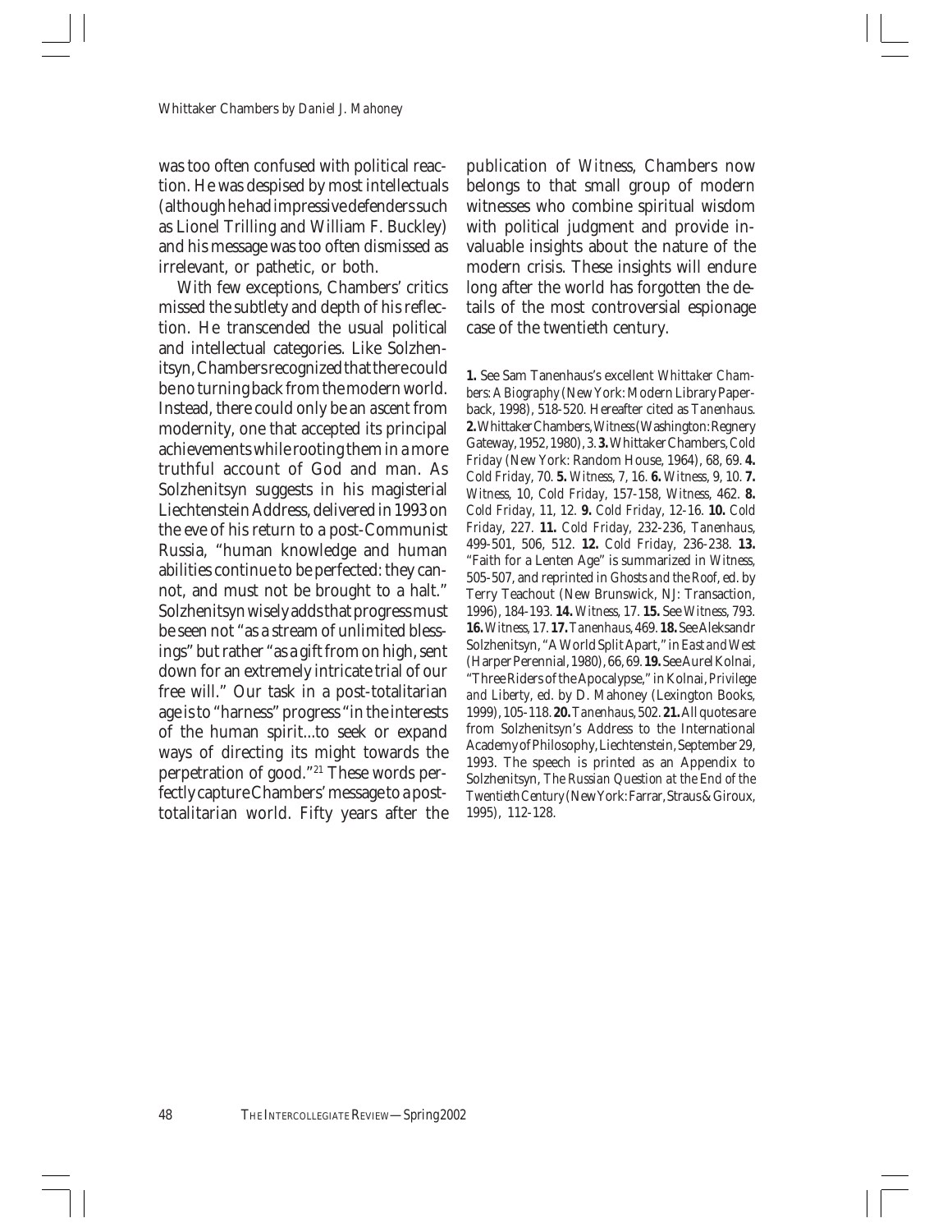was too often confused with political reaction. He was despised by most intellectuals (although he had impressive defenders such as Lionel Trilling and William F. Buckley) and his message was too often dismissed as irrelevant, or pathetic, or both.

With few exceptions, Chambers' critics missed the subtlety and depth of his reflection. He transcended the usual political and intellectual categories. Like Solzhenitsyn, Chambers recognized that there could be no turning back from the modern world. Instead, there could only be an ascent from modernity, one that accepted its principal achievements while rooting them in a more truthful account of God and man. As Solzhenitsyn suggests in his magisterial Liechtenstein Address, delivered in 1993 on the eve of his return to a post-Communist Russia, "human knowledge and human abilities continue to be perfected: they cannot, and must not be brought to a halt." Solzhenitsyn wisely adds that progress must be seen not "as a stream of unlimited blessings" but rather "as a gift from on high, sent down for an extremely intricate trial of our free will." Our task in a post-totalitarian age is to "harness" progress "in the interests of the human spirit...to seek or expand ways of directing its might towards the perpetration of good."[21] These words perfectly capture Chambers' message to a post-totalitarian world. Fifty years after the publication of *Witness*, Chambers now belongs to that small group of modern witnesses who combine spiritual wisdom with political judgment and provide invaluable insights about the nature of the modern crisis. These insights will endure long after the world has forgotten the details of the most controversial espionage case of the twentieth century.

**1.** See Sam Tanenhaus's excellent *Whittaker Chambers: A Biography* (New York: Modern Library Paperback, 1998), 518-520. Hereafter cited as *Tanenhaus*. **2.** Whittaker Chambers, *Witness* (Washington: Regnery Gateway, 1952, 1980), 3. **3.** Whittaker Chambers, *Cold Friday* (New York: Random House, 1964), 68, 69. **4.** *Cold Friday*, 70. **5.** *Witness*, 7, 16. **6.** *Witness*, 9, 10. **7.** *Witness*, 10, *Cold Friday*, 157-158, *Witness*, 462. **8.** *Cold Friday*, 11, 12. **9.** *Cold Friday*, 12-16. **10.** *Cold Friday*, 227. **11.** *Cold Friday*, 232-236, *Tanenhaus*, 499-501, 506, 512. **12.** *Cold Friday*, 236-238. **13.** "Faith for a Lenten Age" is summarized in *Witness*, 505-507, and reprinted in *Ghosts and the Roof*, ed. by Terry Teachout (New Brunswick, NJ: Transaction, 1996), 184-193. **14.** *Witness*, 17. **15.** See *Witness*, 793. **16.** *Witness*, 17. **17.** *Tanenhaus*, 469. **18.** See Aleksandr Solzhenitsyn, "A World Split Apart," in *East and West* (Harper Perennial, 1980), 66, 69. **19.** See Aurel Kolnai, "Three Riders of the Apocalypse," in Kolnai, *Privilege and Liberty*, ed. by D. Mahoney (Lexington Books, 1999), 105-118. **20.** *Tanenhaus*, 502. **21.** All quotes are from Solzhenitsyn's Address to the International Academy of Philosophy, Liechtenstein, September 29, 1993. The speech is printed as an Appendix to Solzhenitsyn, *The Russian Question at the End of the Twentieth Century* (New York: Farrar, Straus & Giroux, 1995), 112-128.